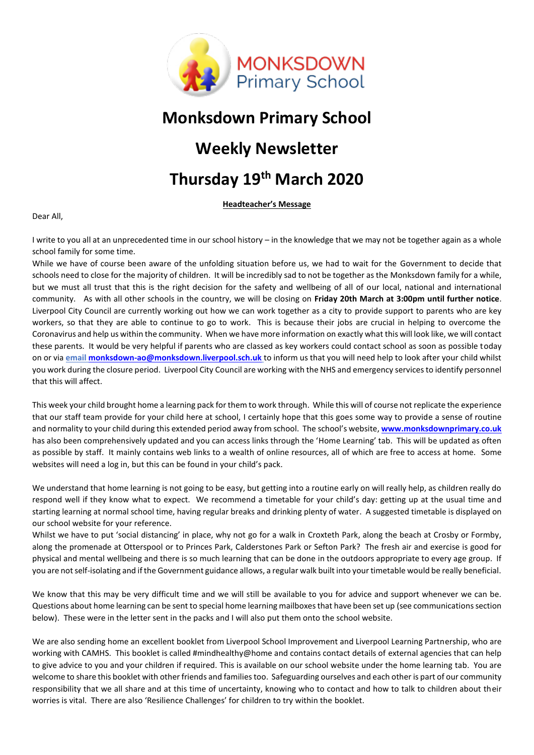# Monksdown Primary School

# Weekly Newsletter

# Thursday 19th March 2020

**Headteacher's Message**

Dear All,

I write to you all at an unprecedented time in our school history – in the knowledge that we may not be together again as a whole school family for some time.

While we have of course been aware of the unfolding situation before us, we had to wait for the Government to decide that schools need to close for the majority of children. It will be incredibly sad to not be together as the Monksdown family for a while, but we must all trust that this is the right decision for the safety and wellbeing of all of our local, national and international community. As with all other schools in the country, we will be closing on **Friday 20th March at 3:00pm until further notice**. Liverpool City Council are currently working out how we can work together as a city to provide support to parents who are key workers, so that they are able to continue to go to work. This is because their jobs are crucial in helping to overcome the Coronavirus and help us within the community. When we have more information on exactly what this will look like, we will contact these parents. It would be very helpful if parents who are classed as key workers could contact school as soon as possible today on or via **email monksdown-ao@monksdown.liverpool.sch.uk** to inform us that you will need help to look after your child whilst you work during the closure period. Liverpool City Council are working with the NHS and emergency services to identify personnel that this will affect.

This week your child brought home a learning pack for them to work through. While this will of course not replicate the experience that our staff team provide for your child here at school, I certainly hope that this goes some way to provide a sense of routine and normality to your child during this extended period away from school. The school's website, **www.monksdownprimary.co.uk** has also been comprehensively updated and you can access links through the 'Home Learning' tab. This will be updated as often as possible by staff. It mainly contains web links to a wealth of online resources, all of which are free to access at home. Some websites will need a log in, but this can be found in your child's pack.

We understand that home learning is not going to be easy, but getting into a routine early on will really help, as children really do respond well if they know what to expect. We recommend a timetable for your child's day: getting up at the usual time and starting learning at normal school time, having regular breaks and drinking plenty of water. A suggested timetable is displayed on our school website for your reference.

Whilst we have to put 'social distancing' in place, why not go for a walk in Croxteth Park, along the beach at Crosby or Formby, along the promenade at Otterspool or to Princes Park, Calderstones Park or Sefton Park? The fresh air and exercise is good for physical and mental wellbeing and there is so much learning that can be done in the outdoors appropriate to every age group. If you are not self-isolating and if the Government guidance allows, a regular walk built into your timetable would be really beneficial.

We know that this may be very difficult time and we will still be available to you for advice and support whenever we can be. Questions about home learning can be sent to special home learning mailboxes that have been set up (see communications section below). These were in the letter sent in the packs and I will also put them onto the school website.

We are also sending home an excellent booklet from Liverpool School Improvement and Liverpool Learning Partnership, who are working with CAMHS. This booklet is called #mindhealthy@home and contains contact details of external agencies that can help to give advice to you and your children if required. This is available on our school website under the home learning tab. You are welcome to share this booklet with other friends and families too. Safeguarding ourselves and each other is part of our community responsibility that we all share and at this time of uncertainty, knowing who to contact and how to talk to children about their worries is vital. There are also 'Resilience Challenges' for children to try within the booklet.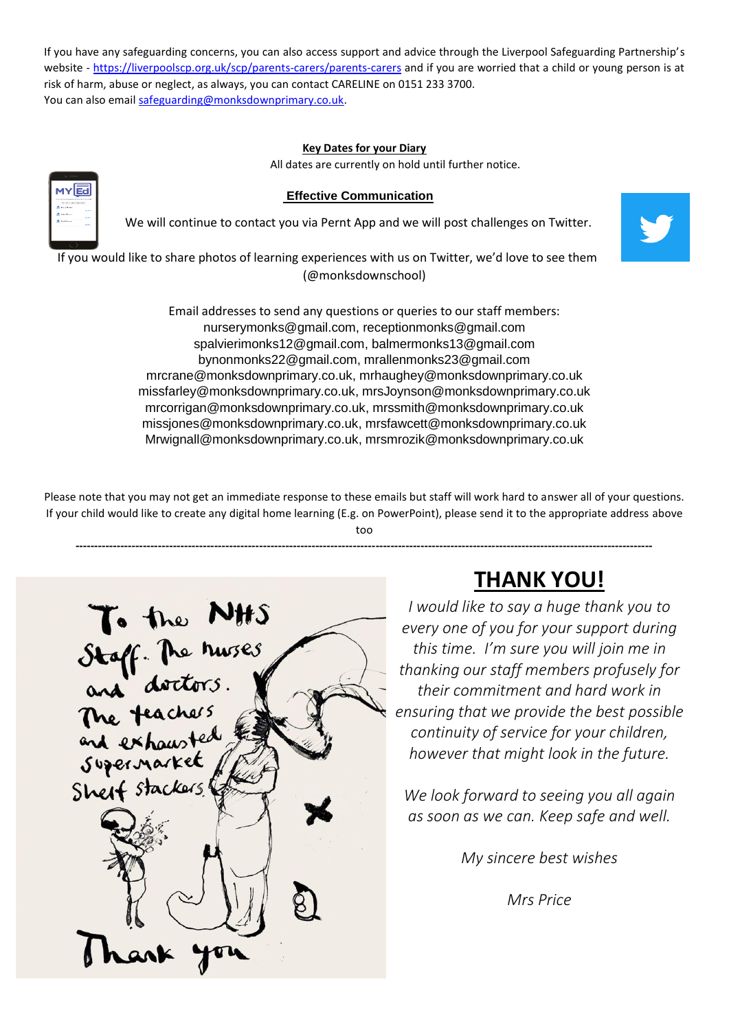If you have any safeguarding concerns, you can also access support and advice through the Liverpool Safeguarding Partnership's website - https://liverpoolscp.org.uk/scp/parents-carers/parents-carers and if you are worried that a child or young person is at risk of harm, abuse or neglect, as always, you can contact CARELINE on 0151 233 3700.
You can also email safeguarding@monksdownprimary.co.uk.

**Key Dates for your Diary**

All dates are currently on hold until further notice.

**Effective Communication**

We will continue to contact you via Pernt App and we will post challenges on Twitter.

If you would like to share photos of learning experiences with us on Twitter, we'd love to see them (@monksdownschool)

Email addresses to send any questions or queries to our staff members:
nurserymonks@gmail.com, receptionmonks@gmail.com
spalvierimonks12@gmail.com, balmermonks13@gmail.com
bynonmonks22@gmail.com, mrallenmonks23@gmail.com
mrcrane@monksdownprimary.co.uk, mrhaughey@monksdownprimary.co.uk
missfarley@monksdownprimary.co.uk, mrsJoynson@monksdownprimary.co.uk
mrcorrigan@monksdownprimary.co.uk, mrssmith@monksdownprimary.co.uk
missjones@monksdownprimary.co.uk, mrsfawcett@monksdownprimary.co.uk
Mrwignall@monksdownprimary.co.uk, mrsmrozik@monksdownprimary.co.uk

Please note that you may not get an immediate response to these emails but staff will work hard to answer all of your questions. If your child would like to create any digital home learning (E.g. on PowerPoint), please send it to the appropriate address above too

---

To the NHS Staff. The nurses and doctors. The teachers and exhausted supermarket shelf stackers. Thank you

## THANK YOU!

*I would like to say a huge thank you to every one of you for your support during this time. I'm sure you will join me in thanking our staff members profusely for their commitment and hard work in ensuring that we provide the best possible continuity of service for your children, however that might look in the future.*

*We look forward to seeing you all again as soon as we can. Keep safe and well.*

*My sincere best wishes*

*Mrs Price*